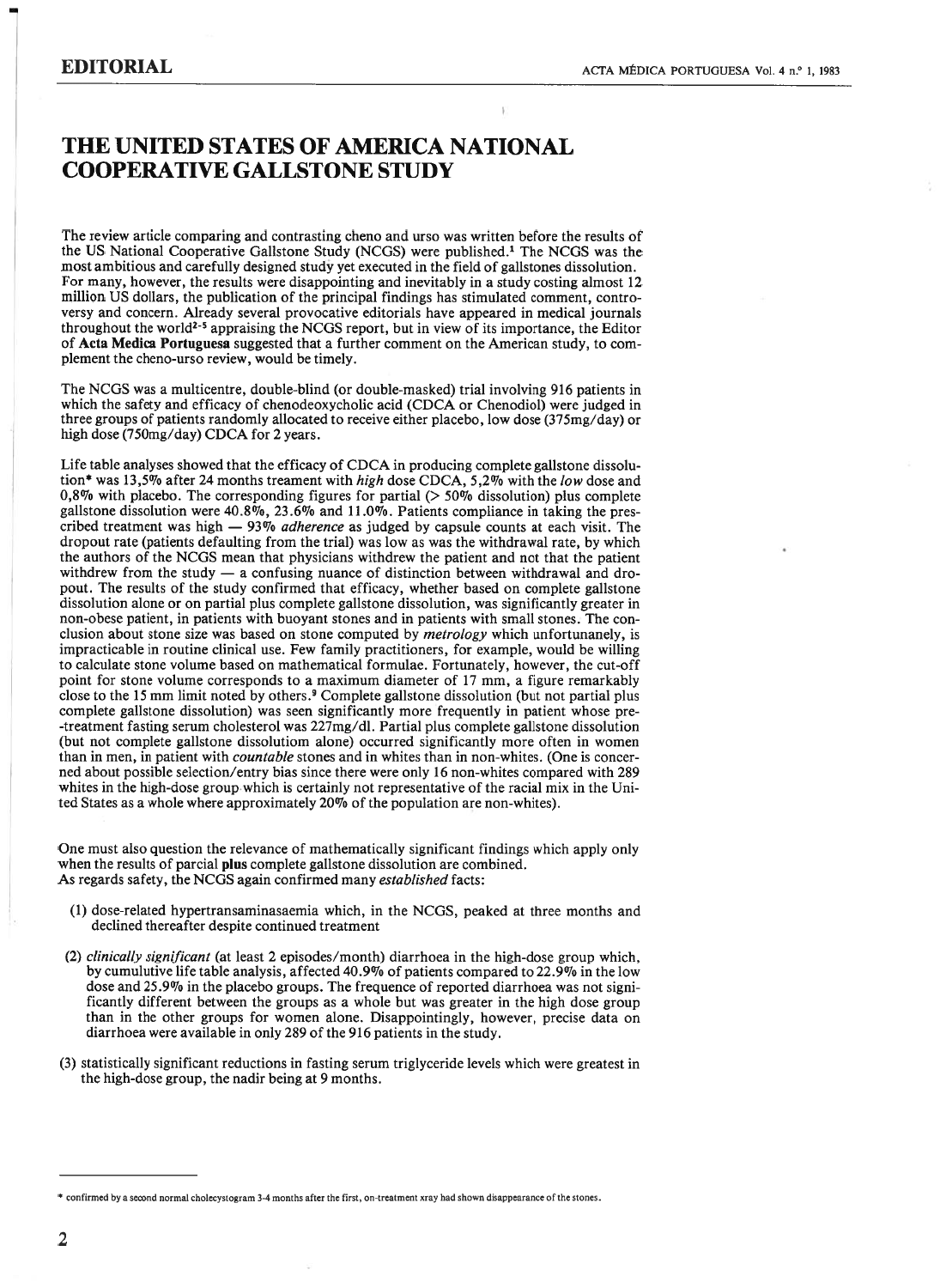EDITORIAL

# THE UNITED STATES OF AMERICA NATIONAL COOPERATIVE GALLSTONE STUDY

The review article comparing and contrasting cheno and urso was written before the results of the US National Cooperative Gallstone Study (NCGS) were published.[1] The NCGS was the most ambitious and carefully designed study yet executed in the field of gallstones dissolution. For many, however, the results were disappointing and inevitably in a study costing almost 12 million US dollars, the publication of the principal findings has stimulated comment, controversy and concern. Already several provocative editorials have appeared in medical journals throughout the world[2-5] appraising the NCGS report, but in view of its importance, the Editor of **Acta Medica Portuguesa** suggested that a further comment on the American study, to complement the cheno-urso review, would be timely.

The NCGS was a multicentre, double-blind (or double-masked) trial involving 916 patients in which the safety and efficacy of chenodeoxycholic acid (CDCA or Chenodiol) were judged in three groups of patients randomly allocated to receive either placebo, low dose (375mg/day) or high dose (750mg/day) CDCA for 2 years.

Life table analyses showed that the efficacy of CDCA in producing complete gallstone dissolution* was 13,5% after 24 months treament with *high* dose CDCA, 5,2% with the *low* dose and 0,8% with placebo. The corresponding figures for partial (> 50% dissolution) plus complete gallstone dissolution were 40.8%, 23.6% and 11.0%. Patients compliance in taking the prescribed treatment was high — 93% *adherence* as judged by capsule counts at each visit. The dropout rate (patients defaulting from the trial) was low as was the withdrawal rate, by which the authors of the NCGS mean that physicians withdrew the patient and not that the patient withdrew from the study — a confusing nuance of distinction between withdrawal and dropout. The results of the study confirmed that efficacy, whether based on complete gallstone dissolution alone or on partial plus complete gallstone dissolution, was significantly greater in non-obese patient, in patients with buoyant stones and in patients with small stones. The conclusion about stone size was based on stone computed by *metrology* which unfortunanely, is impracticable in routine clinical use. Few family practitioners, for example, would be willing to calculate stone volume based on mathematical formulae. Fortunately, however, the cut-off point for stone volume corresponds to a maximum diameter of 17 mm, a figure remarkably close to the 15 mm limit noted by others.[9] Complete gallstone dissolution (but not partial plus complete gallstone dissolution) was seen significantly more frequently in patient whose pre-treatment fasting serum cholesterol was 227mg/dl. Partial plus complete gallstone dissolution (but not complete gallstone dissolutiom alone) occurred significantly more often in women than in men, in patient with *countable* stones and in whites than in non-whites. (One is concerned about possible selection/entry bias since there were only 16 non-whites compared with 289 whites in the high-dose group which is certainly not representative of the racial mix in the United States as a whole where approximately 20% of the population are non-whites).

One must also question the relevance of mathematically significant findings which apply only when the results of parcial **plus** complete gallstone dissolution are combined.
As regards safety, the NCGS again confirmed many *established* facts:

(1) dose-related hypertransaminasaemia which, in the NCGS, peaked at three months and declined thereafter despite continued treatment

(2) *clinically significant* (at least 2 episodes/month) diarrhoea in the high-dose group which, by cumulutive life table analysis, affected 40.9% of patients compared to 22.9% in the low dose and 25.9% in the placebo groups. The frequence of reported diarrhoea was not significantly different between the groups as a whole but was greater in the high dose group than in the other groups for women alone. Disappointingly, however, precise data on diarrhoea were available in only 289 of the 916 patients in the study.

(3) statistically significant reductions in fasting serum triglyceride levels which were greatest in the high-dose group, the nadir being at 9 months.

* confirmed by a second normal cholecystogram 3-4 months after the first, on-treatment xray had shown disappearance of the stones.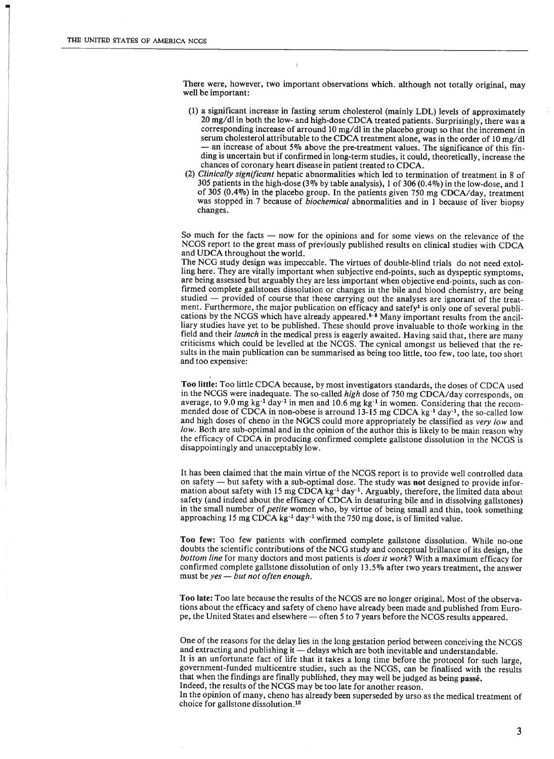There were, however, two important observations which, although not totally original, may well be important:

(1) a significant increase in fasting serum cholesterol (mainly LDL) levels of approximately 20 mg/dl in both the low- and high-dose CDCA treated patients. Surprisingly, there was a corresponding increase of arround 10 mg/dl in the placebo group so that the increment in serum cholesterol attributable to the CDCA treatment alone, was in the order of 10 mg/dl — an increase of about 5% above the pre-treatment values. The significance of this finding is uncertain but if confirmed in long-term studies, it could, theoretically, increase the chances of coronary heart disease in patient treated to CDCA.

(2) *Clinically significant* hepatic abnormalities which led to termination of treatment in 8 of 305 patients in the high-dose (3% by table analysis), 1 of 306 (0.4%) in the low-dose, and 1 of 305 (0.4%) in the placebo group. In the patients given 750 mg CDCA/day, treatment was stopped in 7 because of *biochemical* abnormalities and in 1 because of liver biopsy changes.

So much for the facts — now for the opinions and for some views on the relevance of the NCGS report to the great mass of previously published results on clinical studies with CDCA and UDCA throughout the world.

The NCG study design was impeccable. The virtues of double-blind trials do not need extolling here. They are vitally important when subjective end-points, such as dyspeptic symptoms, are being assessed but arguably they are less important when objective end-points, such as confirmed complete gallstones dissolution or changes in the bile and blood chemistry, are being studied — provided of course that those carrying out the analyses are ignorant of the treatment. Furthermore, the major publication on efficacy and satefy[1] is only one of several publications by the NCGS which have already appeared.[6-8] Many important results from the ancilliary studies have yet to be published. These should prove invaluable to those working in the field and their *launch* in the medical press is eagerly awaited. Having said that, there are many criticisms which could be levelled at the NCGS. The cynical amongst us believed that the results in the main publication can be summarised as being too little, too few, too late, too short and too expensive:

**Too little:** Too little CDCA because, by most investigators standards, the doses of CDCA used in the NCGS were inadequate. The so-called *high* dose of 750 mg CDCA/day corresponds, on average, to 9.0 mg $kg^{-1}$ $day^{-1}$ in men and 10.6 mg $kg^{-1}$ in women. Considering that the recommended dose of CDCA in non-obese is arround 13-15 mg CDCA $kg^{-1}$ $day^{-1}$, the so-called low and high doses of cheno in the NGCS could more appropriately be classified as *very low* and *low*. Both are sub-optimal and in the opinion of the author this is likely to be main reason why the efficacy of CDCA in producing confirmed complete gallstone dissolution in the NCGS is disappointingly and unacceptably low.

It has been claimed that the main virtue of the NCGS report is to provide well controlled data on safety — but safety with a sub-optimal dose. The study was **not** designed to provide information about safety with 15 mg CDCA $kg^{-1}$ $day^{-1}$. Arguably, therefore, the limited data about safety (and indeed about the efficacy of CDCA in desaturing bile and in dissolving gallstones) in the small number of *petite* women who, by virtue of being small and thin, took something approaching 15 mg CDCA $kg^{-1}$ $day^{-1}$ with the 750 mg dose, is of limited value.

**Too few:** Too few patients with confirmed complete gallstone dissolution. While no-one doubts the scientific contributions of the NCG study and conceptual brillance of its design, the *bottom line* for many doctors and most patients is *does it work*? With a maximum efficacy for confirmed complete gallstone dissolution of only 13.5% after two years treatment, the answer must be *yes — but not often enough.*

**Too late:** Too late because the results of the NCGS are no longer original. Most of the observations about the efficacy and safety of cheno have already been made and published from Europe, the United States and elsewhere — often 5 to 7 years before the NCGS results appeared.

One of the reasons for the delay lies in the long gestation period between conceiving the NCGS and extracting and publishing it — delays which are both inevitable and understandable.

It is an unfortunate fact of life that it takes a long time before the protocol for such large, government-funded multicentre studies, such as the NCGS, can be finalised with the results that when the findings are finally published, they may well be judged as being **passé**.

Indeed, the results of the NCGS may be too late for another reason.

In the opinion of many, cheno has already been superseded by urso as the medical treatment of choice for gallstone dissolution.[10]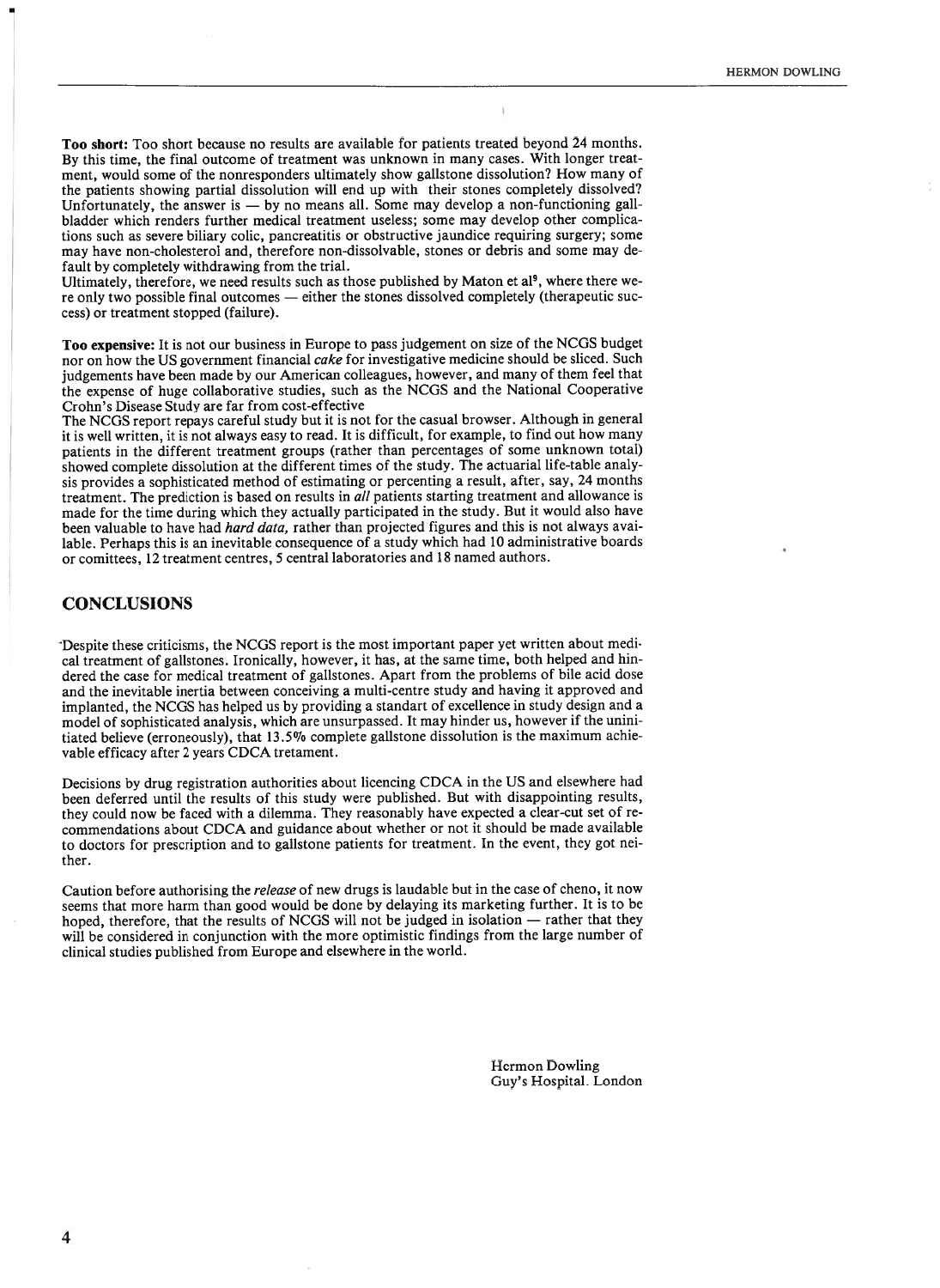**Too short:** Too short because no results are available for patients treated beyond 24 months. By this time, the final outcome of treatment was unknown in many cases. With longer treatment, would some of the nonresponders ultimately show gallstone dissolution? How many of the patients showing partial dissolution will end up with their stones completely dissolved? Unfortunately, the answer is — by no means all. Some may develop a non-functioning gallbladder which renders further medical treatment useless; some may develop other complications such as severe biliary colic, pancreatitis or obstructive jaundice requiring surgery; some may have non-cholesterol and, therefore non-dissolvable, stones or debris and some may default by completely withdrawing from the trial.

Ultimately, therefore, we need results such as those published by Maton et al[9], where there were only two possible final outcomes — either the stones dissolved completely (therapeutic success) or treatment stopped (failure).

**Too expensive:** It is not our business in Europe to pass judgement on size of the NCGS budget nor on how the US government financial *cake* for investigative medicine should be sliced. Such judgements have been made by our American colleagues, however, and many of them feel that the expense of huge collaborative studies, such as the NCGS and the National Cooperative Crohn's Disease Study are far from cost-effective

The NCGS report repays careful study but it is not for the casual browser. Although in general it is well written, it is not always easy to read. It is difficult, for example, to find out how many patients in the different treatment groups (rather than percentages of some unknown total) showed complete dissolution at the different times of the study. The actuarial life-table analysis provides a sophisticated method of estimating or percenting a result, after, say, 24 months treatment. The prediction is based on results in *all* patients starting treatment and allowance is made for the time during which they actually participated in the study. But it would also have been valuable to have had *hard data,* rather than projected figures and this is not always available. Perhaps this is an inevitable consequence of a study which had 10 administrative boards or comittees, 12 treatment centres, 5 central laboratories and 18 named authors.

## CONCLUSIONS

Despite these criticisms, the NCGS report is the most important paper yet written about medical treatment of gallstones. Ironically, however, it has, at the same time, both helped and hindered the case for medical treatment of gallstones. Apart from the problems of bile acid dose and the inevitable inertia between conceiving a multi-centre study and having it approved and implanted, the NCGS has helped us by providing a standart of excellence in study design and a model of sophisticated analysis, which are unsurpassed. It may hinder us, however if the uninitiated believe (erroneously), that 13.5% complete gallstone dissolution is the maximum achievable efficacy after 2 years CDCA tretament.

Decisions by drug registration authorities about licencing CDCA in the US and elsewhere had been deferred until the results of this study were published. But with disappointing results, they could now be faced with a dilemma. They reasonably have expected a clear-cut set of recommendations about CDCA and guidance about whether or not it should be made available to doctors for prescription and to gallstone patients for treatment. In the event, they got neither.

Caution before authorising the *release* of new drugs is laudable but in the case of cheno, it now seems that more harm than good would be done by delaying its marketing further. It is to be hoped, therefore, that the results of NCGS will not be judged in isolation — rather that they will be considered in conjunction with the more optimistic findings from the large number of clinical studies published from Europe and elsewhere in the world.

Hermon Dowling
Guy's Hospital. London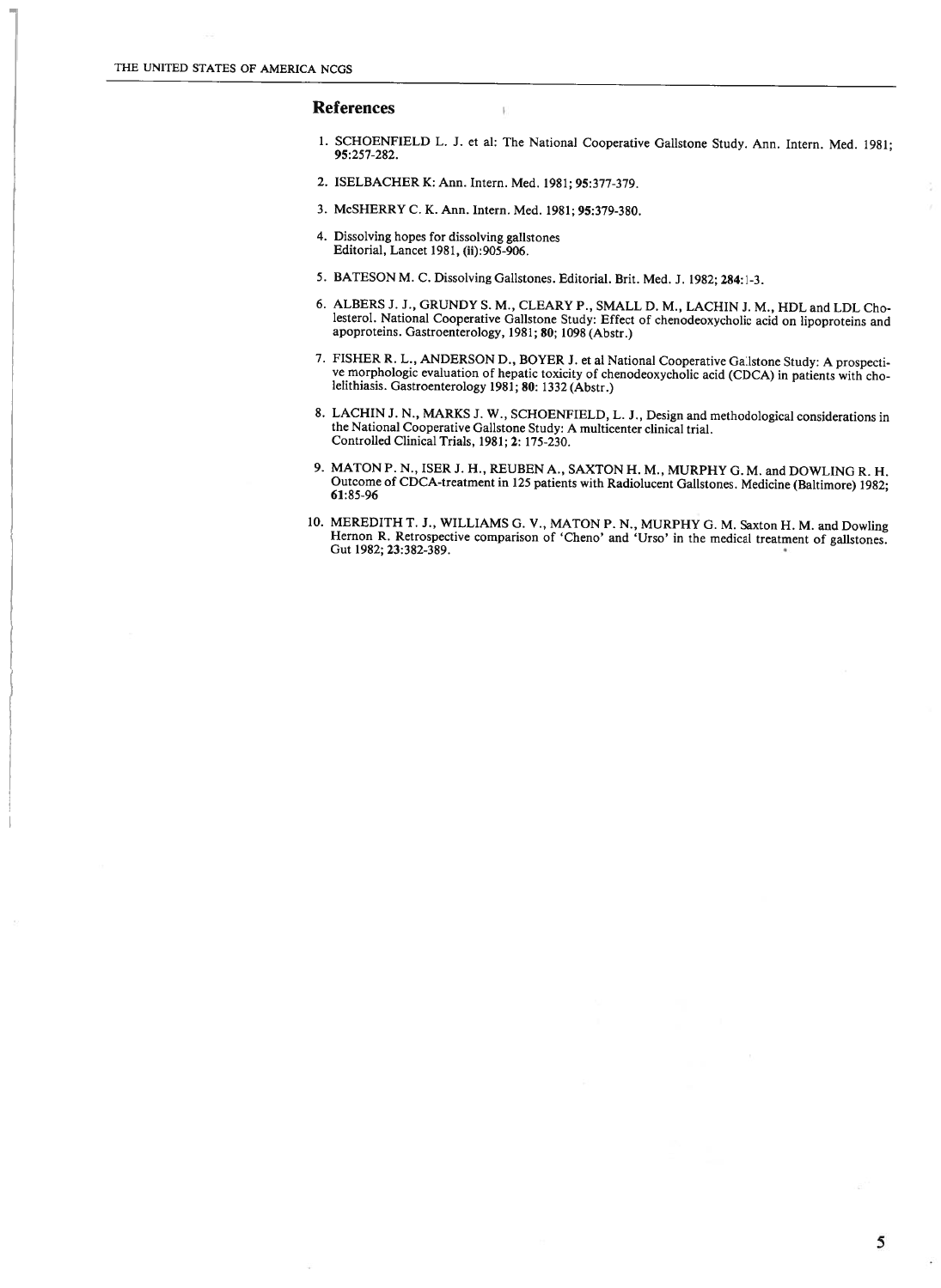## References

1. SCHOENFIELD L. J. et al: The National Cooperative Gallstone Study. Ann. Intern. Med. 1981; **95**:257-282.

2. ISELBACHER K: Ann. Intern. Med. 1981; **95**:377-379.

3. McSHERRY C. K. Ann. Intern. Med. 1981; **95**:379-380.

4. Dissolving hopes for dissolving gallstones Editorial, Lancet 1981, **(ii)**:905-906.

5. BATESON M. C. Dissolving Gallstones. Editorial. Brit. Med. J. 1982; **284**:1-3.

6. ALBERS J. J., GRUNDY S. M., CLEARY P., SMALL D. M., LACHIN J. M., HDL and LDL Cholesterol. National Cooperative Gallstone Study: Effect of chenodeoxycholic acid on lipoproteins and apoproteins. Gastroenterology, 1981; **80**; 1098 (Abstr.)

7. FISHER R. L., ANDERSON D., BOYER J. et al National Cooperative Gallstone Study: A prospective morphologic evaluation of hepatic toxicity of chenodeoxycholic acid (CDCA) in patients with cholelithiasis. Gastroenterology 1981; **80**: 1332 (Abstr.)

8. LACHIN J. N., MARKS J. W., SCHOENFIELD, L. J., Design and methodological considerations in the National Cooperative Gallstone Study: A multicenter clinical trial. Controlled Clinical Trials, 1981; **2**: 175-230.

9. MATON P. N., ISER J. H., REUBEN A., SAXTON H. M., MURPHY G. M. and DOWLING R. H. Outcome of CDCA-treatment in 125 patients with Radiolucent Gallstones. Medicine (Baltimore) 1982; **61**:85-96

10. MEREDITH T. J., WILLIAMS G. V., MATON P. N., MURPHY G. M. Saxton H. M. and Dowling Hernon R. Retrospective comparison of 'Cheno' and 'Urso' in the medical treatment of gallstones. Gut 1982; **23**:382-389.